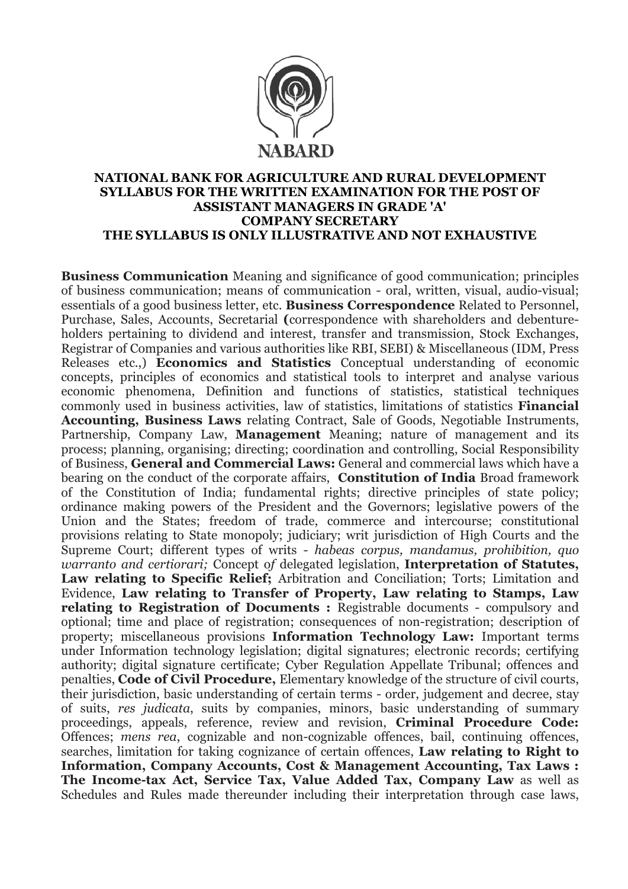NABARD

# NATIONAL BANK FOR AGRICULTURE AND RURAL DEVELOPMENT
## SYLLABUS FOR THE WRITTEN EXAMINATION FOR THE POST OF ASSISTANT MANAGERS IN GRADE 'A'
## COMPANY SECRETARY
### THE SYLLABUS IS ONLY ILLUSTRATIVE AND NOT EXHAUSTIVE

**Business Communication** Meaning and significance of good communication; principles of business communication; means of communication - oral, written, visual, audio-visual; essentials of a good business letter, etc. **Business Correspondence** Related to Personnel, Purchase, Sales, Accounts, Secretarial **(**correspondence with shareholders and debenture-holders pertaining to dividend and interest, transfer and transmission, Stock Exchanges, Registrar of Companies and various authorities like RBI, SEBI) & Miscellaneous (IDM, Press Releases etc.,) **Economics and Statistics** Conceptual understanding of economic concepts, principles of economics and statistical tools to interpret and analyse various economic phenomena, Definition and functions of statistics, statistical techniques commonly used in business activities, law of statistics, limitations of statistics **Financial Accounting, Business Laws** relating Contract, Sale of Goods, Negotiable Instruments, Partnership, Company Law, **Management** Meaning; nature of management and its process; planning, organising; directing; coordination and controlling, Social Responsibility of Business, **General and Commercial Laws:** General and commercial laws which have a bearing on the conduct of the corporate affairs, **Constitution of India** Broad framework of the Constitution of India; fundamental rights; directive principles of state policy; ordinance making powers of the President and the Governors; legislative powers of the Union and the States; freedom of trade, commerce and intercourse; constitutional provisions relating to State monopoly; judiciary; writ jurisdiction of High Courts and the Supreme Court; different types of writs - *habeas corpus, mandamus, prohibition, quo warranto and certiorari;* Concept o*f* delegated legislation, **Interpretation of Statutes, Law relating to Specific Relief;** Arbitration and Conciliation; Torts; Limitation and Evidence, **Law relating to Transfer of Property, Law relating to Stamps, Law relating to Registration of Documents :** Registrable documents - compulsory and optional; time and place of registration; consequences of non-registration; description of property; miscellaneous provisions **Information Technology Law:** Important terms under Information technology legislation; digital signatures; electronic records; certifying authority; digital signature certificate; Cyber Regulation Appellate Tribunal; offences and penalties, **Code of Civil Procedure,** Elementary knowledge of the structure of civil courts, their jurisdiction, basic understanding of certain terms - order, judgement and decree, stay of suits, *res judicata*, suits by companies, minors, basic understanding of summary proceedings, appeals, reference, review and revision, **Criminal Procedure Code:** Offences; *mens rea*, cognizable and non-cognizable offences, bail, continuing offences, searches, limitation for taking cognizance of certain offences, **Law relating to Right to Information, Company Accounts, Cost & Management Accounting, Tax Laws : The Income-tax Act, Service Tax, Value Added Tax, Company Law** as well as Schedules and Rules made thereunder including their interpretation through case laws,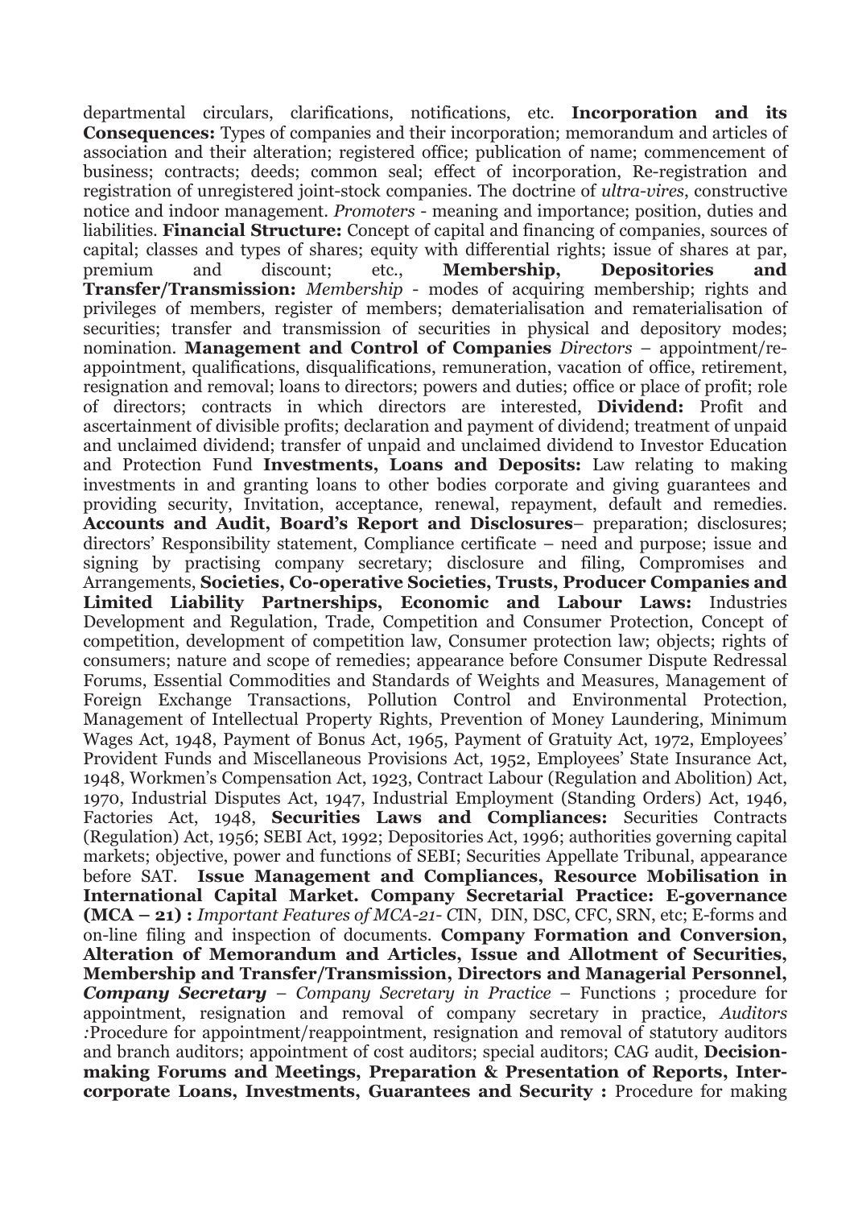departmental circulars, clarifications, notifications, etc. **Incorporation and its Consequences:** Types of companies and their incorporation; memorandum and articles of association and their alteration; registered office; publication of name; commencement of business; contracts; deeds; common seal; effect of incorporation, Re-registration and registration of unregistered joint-stock companies. The doctrine of *ultra-vires*, constructive notice and indoor management. *Promoters* - meaning and importance; position, duties and liabilities. **Financial Structure:** Concept of capital and financing of companies, sources of capital; classes and types of shares; equity with differential rights; issue of shares at par, premium and discount; etc., **Membership, Depositories and Transfer/Transmission:** *Membership* - modes of acquiring membership; rights and privileges of members, register of members; dematerialisation and rematerialisation of securities; transfer and transmission of securities in physical and depository modes; nomination. **Management and Control of Companies** *Directors* – appointment/re-appointment, qualifications, disqualifications, remuneration, vacation of office, retirement, resignation and removal; loans to directors; powers and duties; office or place of profit; role of directors; contracts in which directors are interested, **Dividend:** Profit and ascertainment of divisible profits; declaration and payment of dividend; treatment of unpaid and unclaimed dividend; transfer of unpaid and unclaimed dividend to Investor Education and Protection Fund **Investments, Loans and Deposits:** Law relating to making investments in and granting loans to other bodies corporate and giving guarantees and providing security, Invitation, acceptance, renewal, repayment, default and remedies. **Accounts and Audit, Board's Report and Disclosures**– preparation; disclosures; directors' Responsibility statement, Compliance certificate – need and purpose; issue and signing by practising company secretary; disclosure and filing, Compromises and Arrangements, **Societies, Co-operative Societies, Trusts, Producer Companies and Limited Liability Partnerships, Economic and Labour Laws:** Industries Development and Regulation, Trade, Competition and Consumer Protection, Concept of competition, development of competition law, Consumer protection law; objects; rights of consumers; nature and scope of remedies; appearance before Consumer Dispute Redressal Forums, Essential Commodities and Standards of Weights and Measures, Management of Foreign Exchange Transactions, Pollution Control and Environmental Protection, Management of Intellectual Property Rights, Prevention of Money Laundering, Minimum Wages Act, 1948, Payment of Bonus Act, 1965, Payment of Gratuity Act, 1972, Employees' Provident Funds and Miscellaneous Provisions Act, 1952, Employees' State Insurance Act, 1948, Workmen's Compensation Act, 1923, Contract Labour (Regulation and Abolition) Act, 1970, Industrial Disputes Act, 1947, Industrial Employment (Standing Orders) Act, 1946, Factories Act, 1948, **Securities Laws and Compliances:** Securities Contracts (Regulation) Act, 1956; SEBI Act, 1992; Depositories Act, 1996; authorities governing capital markets; objective, power and functions of SEBI; Securities Appellate Tribunal, appearance before SAT. **Issue Management and Compliances, Resource Mobilisation in International Capital Market. Company Secretarial Practice: E-governance (MCA – 21) :** *Important Features of MCA-21-* CIN, DIN, DSC, CFC, SRN, etc; E-forms and on-line filing and inspection of documents. **Company Formation and Conversion, Alteration of Memorandum and Articles, Issue and Allotment of Securities, Membership and Transfer/Transmission, Directors and Managerial Personnel,** ***Company Secretary*** – *Company Secretary in Practice* – Functions ; procedure for appointment, resignation and removal of company secretary in practice, *Auditors :*Procedure for appointment/reappointment, resignation and removal of statutory auditors and branch auditors; appointment of cost auditors; special auditors; CAG audit, **Decision-making Forums and Meetings, Preparation & Presentation of Reports, Inter-corporate Loans, Investments, Guarantees and Security :** Procedure for making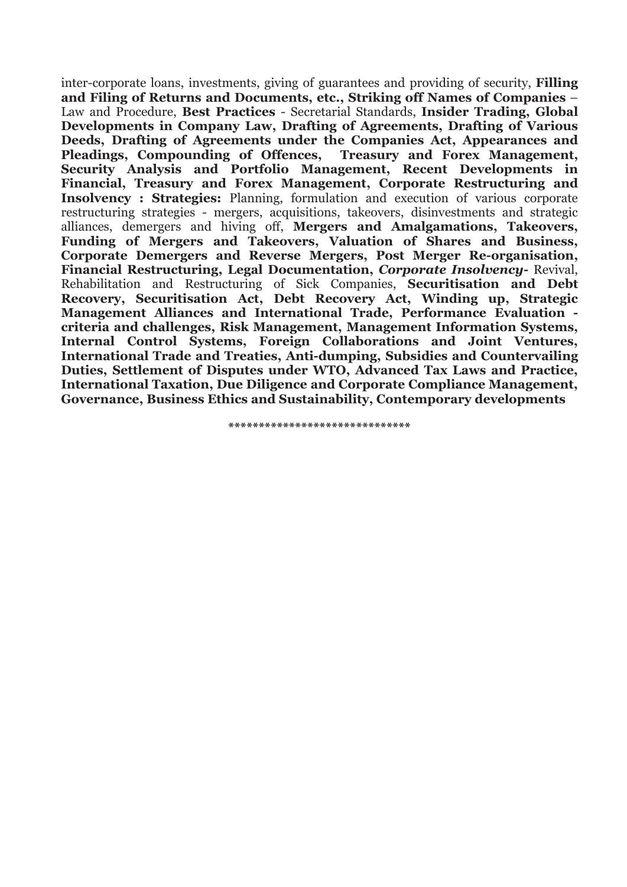inter-corporate loans, investments, giving of guarantees and providing of security, **Filling and Filing of Returns and Documents, etc., Striking off Names of Companies** – Law and Procedure, **Best Practices** - Secretarial Standards, **Insider Trading, Global Developments in Company Law, Drafting of Agreements, Drafting of Various Deeds, Drafting of Agreements under the Companies Act, Appearances and Pleadings, Compounding of Offences, Treasury and Forex Management, Security Analysis and Portfolio Management, Recent Developments in Financial, Treasury and Forex Management, Corporate Restructuring and Insolvency : Strategies:** Planning, formulation and execution of various corporate restructuring strategies - mergers, acquisitions, takeovers, disinvestments and strategic alliances, demergers and hiving off, **Mergers and Amalgamations, Takeovers, Funding of Mergers and Takeovers, Valuation of Shares and Business, Corporate Demergers and Reverse Mergers, Post Merger Re-organisation, Financial Restructuring, Legal Documentation,** ***Corporate Insolvency-*** Revival, Rehabilitation and Restructuring of Sick Companies, **Securitisation and Debt Recovery, Securitisation Act, Debt Recovery Act, Winding up, Strategic Management Alliances and International Trade, Performance Evaluation - criteria and challenges, Risk Management, Management Information Systems, Internal Control Systems, Foreign Collaborations and Joint Ventures, International Trade and Treaties, Anti-dumping, Subsidies and Countervailing Duties, Settlement of Disputes under WTO, Advanced Tax Laws and Practice, International Taxation, Due Diligence and Corporate Compliance Management, Governance, Business Ethics and Sustainability, Contemporary developments**

******************************